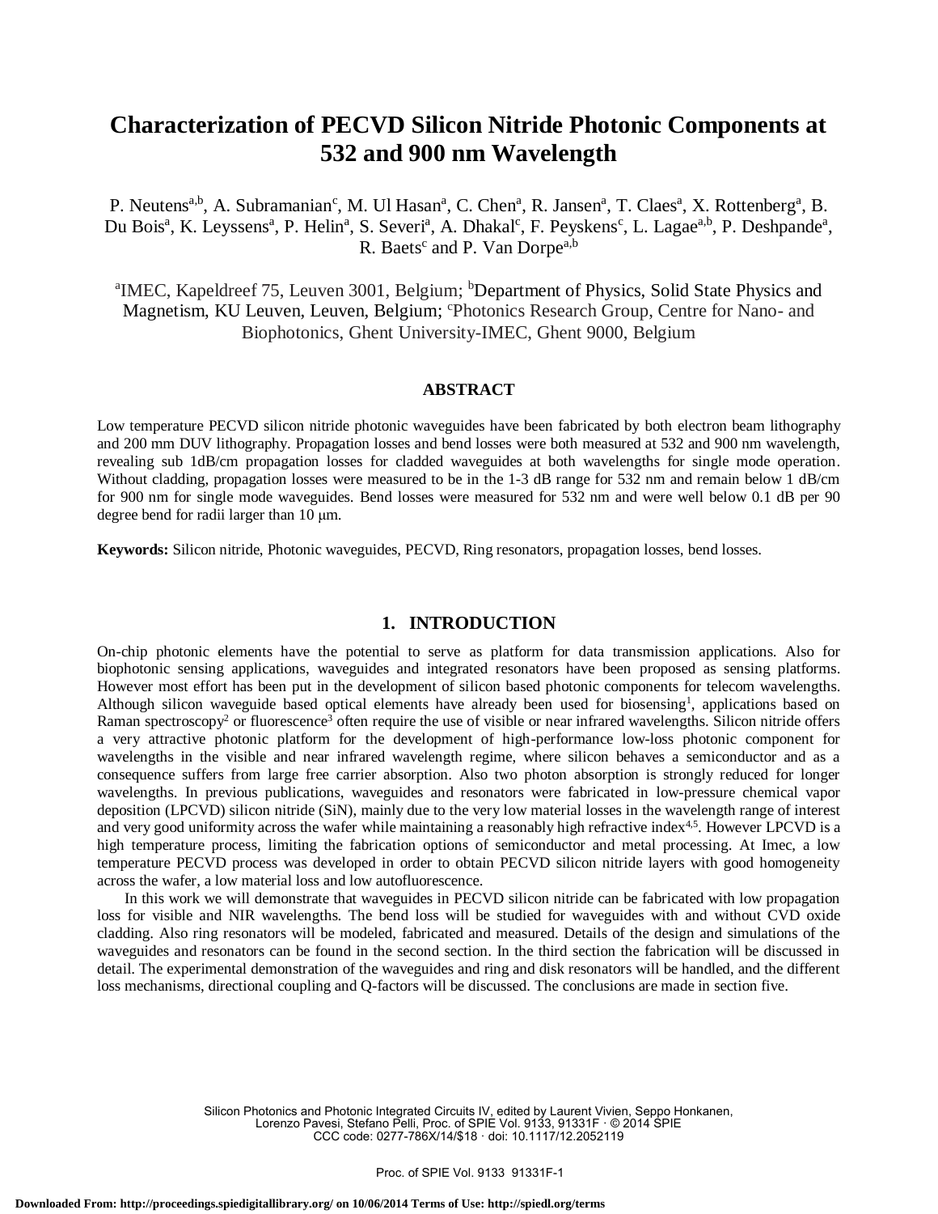# Characterization of PECVD Silicon Nitride Photonic Components at 532 and 900 nm Wavelength

P. Neutens[a,b], A. Subramanian[c], M. Ul Hasan[a], C. Chen[a], R. Jansen[a], T. Claes[a], X. Rottenberg[a], B. Du Bois[a], K. Leyssens[a], P. Helin[a], S. Severi[a], A. Dhakal[c], F. Peyskens[c], L. Lagae[a,b], P. Deshpande[a], R. Baets[c] and P. Van Dorpe[a,b]

[a]IMEC, Kapeldreef 75, Leuven 3001, Belgium; [b]Department of Physics, Solid State Physics and Magnetism, KU Leuven, Leuven, Belgium; [c]Photonics Research Group, Centre for Nano- and Biophotonics, Ghent University-IMEC, Ghent 9000, Belgium

## ABSTRACT

Low temperature PECVD silicon nitride photonic waveguides have been fabricated by both electron beam lithography and 200 mm DUV lithography. Propagation losses and bend losses were both measured at 532 and 900 nm wavelength, revealing sub 1dB/cm propagation losses for cladded waveguides at both wavelengths for single mode operation. Without cladding, propagation losses were measured to be in the 1-3 dB range for 532 nm and remain below 1 dB/cm for 900 nm for single mode waveguides. Bend losses were measured for 532 nm and were well below 0.1 dB per 90 degree bend for radii larger than 10 μm.

**Keywords:** Silicon nitride, Photonic waveguides, PECVD, Ring resonators, propagation losses, bend losses.

## 1. INTRODUCTION

On-chip photonic elements have the potential to serve as platform for data transmission applications. Also for biophotonic sensing applications, waveguides and integrated resonators have been proposed as sensing platforms. However most effort has been put in the development of silicon based photonic components for telecom wavelengths. Although silicon waveguide based optical elements have already been used for biosensing[1], applications based on Raman spectroscopy[2] or fluorescence[3] often require the use of visible or near infrared wavelengths. Silicon nitride offers a very attractive photonic platform for the development of high-performance low-loss photonic component for wavelengths in the visible and near infrared wavelength regime, where silicon behaves a semiconductor and as a consequence suffers from large free carrier absorption. Also two photon absorption is strongly reduced for longer wavelengths. In previous publications, waveguides and resonators were fabricated in low-pressure chemical vapor deposition (LPCVD) silicon nitride (SiN), mainly due to the very low material losses in the wavelength range of interest and very good uniformity across the wafer while maintaining a reasonably high refractive index[4,5]. However LPCVD is a high temperature process, limiting the fabrication options of semiconductor and metal processing. At Imec, a low temperature PECVD process was developed in order to obtain PECVD silicon nitride layers with good homogeneity across the wafer, a low material loss and low autofluorescence.

In this work we will demonstrate that waveguides in PECVD silicon nitride can be fabricated with low propagation loss for visible and NIR wavelengths. The bend loss will be studied for waveguides with and without CVD oxide cladding. Also ring resonators will be modeled, fabricated and measured. Details of the design and simulations of the waveguides and resonators can be found in the second section. In the third section the fabrication will be discussed in detail. The experimental demonstration of the waveguides and ring and disk resonators will be handled, and the different loss mechanisms, directional coupling and Q-factors will be discussed. The conclusions are made in section five.

Silicon Photonics and Photonic Integrated Circuits IV, edited by Laurent Vivien, Seppo Honkanen, Lorenzo Pavesi, Stefano Pelli, Proc. of SPIE Vol. 9133, 91331F · © 2014 SPIE
CCC code: 0277-786X/14/$18 · doi: 10.1117/12.2052119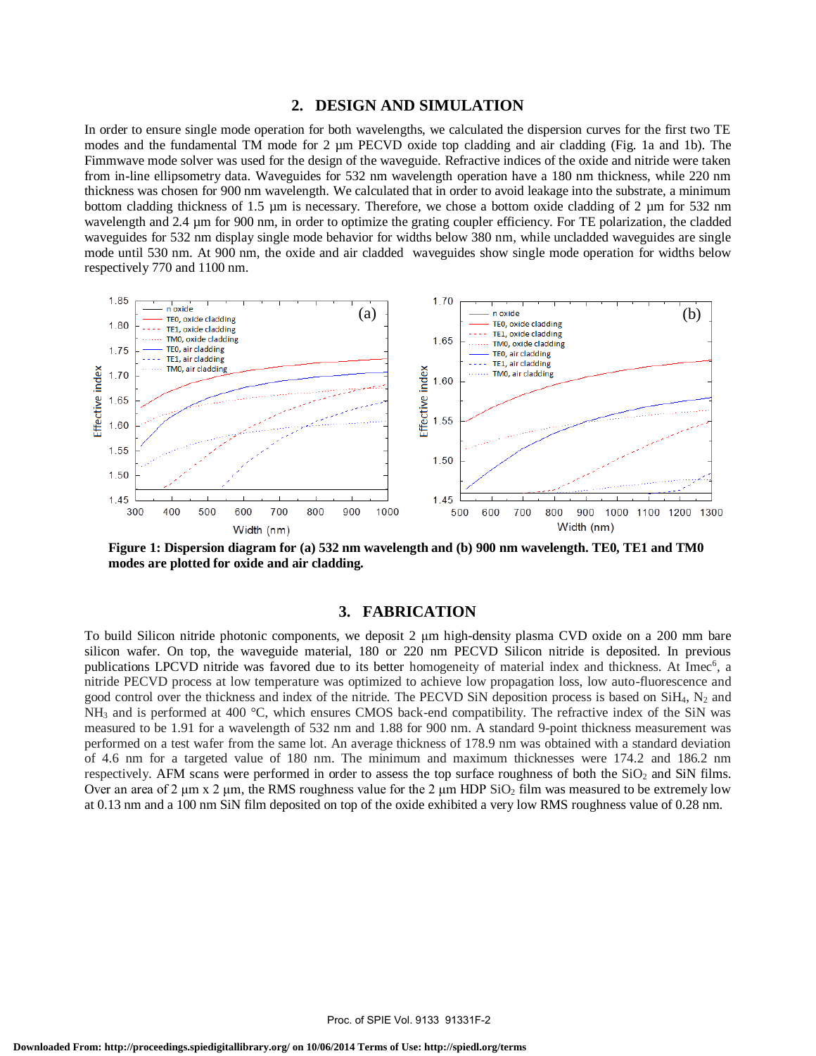## 2. DESIGN AND SIMULATION

In order to ensure single mode operation for both wavelengths, we calculated the dispersion curves for the first two TE modes and the fundamental TM mode for 2 µm PECVD oxide top cladding and air cladding (Fig. 1a and 1b). The Fimmwave mode solver was used for the design of the waveguide. Refractive indices of the oxide and nitride were taken from in-line ellipsometry data. Waveguides for 532 nm wavelength operation have a 180 nm thickness, while 220 nm thickness was chosen for 900 nm wavelength. We calculated that in order to avoid leakage into the substrate, a minimum bottom cladding thickness of 1.5 µm is necessary. Therefore, we chose a bottom oxide cladding of 2 µm for 532 nm wavelength and 2.4 µm for 900 nm, in order to optimize the grating coupler efficiency. For TE polarization, the cladded waveguides for 532 nm display single mode behavior for widths below 380 nm, while uncladded waveguides are single mode until 530 nm. At 900 nm, the oxide and air cladded waveguides show single mode operation for widths below respectively 770 and 1100 nm.

**Figure 1: Dispersion diagram for (a) 532 nm wavelength and (b) 900 nm wavelength. TE0, TE1 and TM0 modes are plotted for oxide and air cladding.**

## 3. FABRICATION

To build Silicon nitride photonic components, we deposit 2 µm high-density plasma CVD oxide on a 200 mm bare silicon wafer. On top, the waveguide material, 180 or 220 nm PECVD Silicon nitride is deposited. In previous publications LPCVD nitride was favored due to its better homogeneity of material index and thickness. At Imec[6], a nitride PECVD process at low temperature was optimized to achieve low propagation loss, low auto-fluorescence and good control over the thickness and index of the nitride. The PECVD SiN deposition process is based on $SiH_4$, $N_2$ and $NH_3$ and is performed at 400 °C, which ensures CMOS back-end compatibility. The refractive index of the SiN was measured to be 1.91 for a wavelength of 532 nm and 1.88 for 900 nm. A standard 9-point thickness measurement was performed on a test wafer from the same lot. An average thickness of 178.9 nm was obtained with a standard deviation of 4.6 nm for a targeted value of 180 nm. The minimum and maximum thicknesses were 174.2 and 186.2 nm respectively. AFM scans were performed in order to assess the top surface roughness of both the $SiO_2$ and SiN films. Over an area of 2 µm x 2 µm, the RMS roughness value for the 2 µm HDP $SiO_2$ film was measured to be extremely low at 0.13 nm and a 100 nm SiN film deposited on top of the oxide exhibited a very low RMS roughness value of 0.28 nm.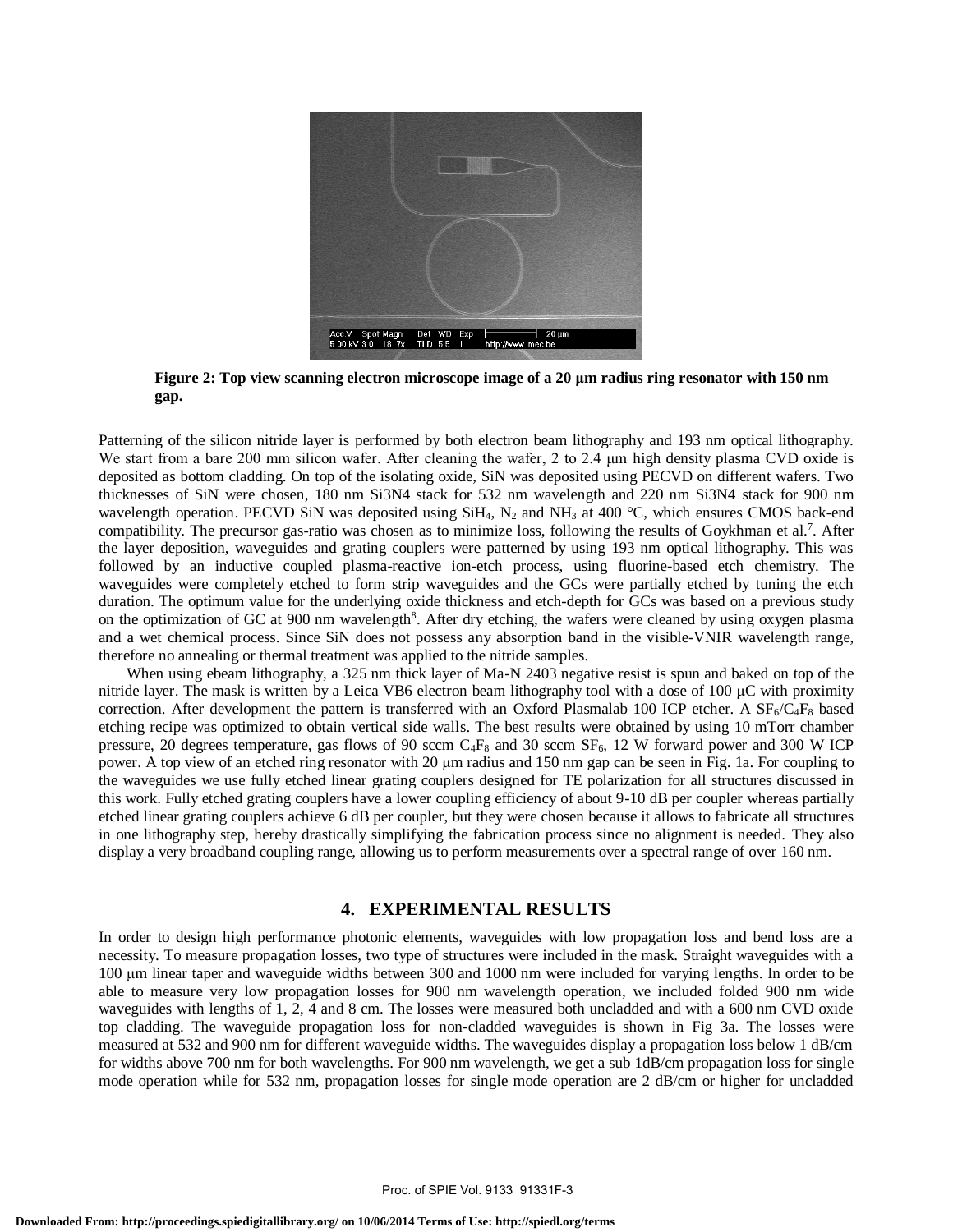**Figure 2: Top view scanning electron microscope image of a 20 µm radius ring resonator with 150 nm gap.**

Patterning of the silicon nitride layer is performed by both electron beam lithography and 193 nm optical lithography. We start from a bare 200 mm silicon wafer. After cleaning the wafer, 2 to 2.4 µm high density plasma CVD oxide is deposited as bottom cladding. On top of the isolating oxide, SiN was deposited using PECVD on different wafers. Two thicknesses of SiN were chosen, 180 nm Si3N4 stack for 532 nm wavelength and 220 nm Si3N4 stack for 900 nm wavelength operation. PECVD SiN was deposited using $SiH_4$, $N_2$ and $NH_3$ at 400 °C, which ensures CMOS back-end compatibility. The precursor gas-ratio was chosen as to minimize loss, following the results of Goykhman et al.[7]. After the layer deposition, waveguides and grating couplers were patterned by using 193 nm optical lithography. This was followed by an inductive coupled plasma-reactive ion-etch process, using fluorine-based etch chemistry. The waveguides were completely etched to form strip waveguides and the GCs were partially etched by tuning the etch duration. The optimum value for the underlying oxide thickness and etch-depth for GCs was based on a previous study on the optimization of GC at 900 nm wavelength[8]. After dry etching, the wafers were cleaned by using oxygen plasma and a wet chemical process. Since SiN does not possess any absorption band in the visible-VNIR wavelength range, therefore no annealing or thermal treatment was applied to the nitride samples.

When using ebeam lithography, a 325 nm thick layer of Ma-N 2403 negative resist is spun and baked on top of the nitride layer. The mask is written by a Leica VB6 electron beam lithography tool with a dose of 100 µC with proximity correction. After development the pattern is transferred with an Oxford Plasmalab 100 ICP etcher. A $SF_6/C_4F_8$ based etching recipe was optimized to obtain vertical side walls. The best results were obtained by using 10 mTorr chamber pressure, 20 degrees temperature, gas flows of 90 sccm $C_4F_8$ and 30 sccm $SF_6$, 12 W forward power and 300 W ICP power. A top view of an etched ring resonator with 20 µm radius and 150 nm gap can be seen in Fig. 1a. For coupling to the waveguides we use fully etched linear grating couplers designed for TE polarization for all structures discussed in this work. Fully etched grating couplers have a lower coupling efficiency of about 9-10 dB per coupler whereas partially etched linear grating couplers achieve 6 dB per coupler, but they were chosen because it allows to fabricate all structures in one lithography step, hereby drastically simplifying the fabrication process since no alignment is needed. They also display a very broadband coupling range, allowing us to perform measurements over a spectral range of over 160 nm.

## 4. EXPERIMENTAL RESULTS

In order to design high performance photonic elements, waveguides with low propagation loss and bend loss are a necessity. To measure propagation losses, two type of structures were included in the mask. Straight waveguides with a 100 µm linear taper and waveguide widths between 300 and 1000 nm were included for varying lengths. In order to be able to measure very low propagation losses for 900 nm wavelength operation, we included folded 900 nm wide waveguides with lengths of 1, 2, 4 and 8 cm. The losses were measured both uncladded and with a 600 nm CVD oxide top cladding. The waveguide propagation loss for non-cladded waveguides is shown in Fig 3a. The losses were measured at 532 and 900 nm for different waveguide widths. The waveguides display a propagation loss below 1 dB/cm for widths above 700 nm for both wavelengths. For 900 nm wavelength, we get a sub 1dB/cm propagation loss for single mode operation while for 532 nm, propagation losses for single mode operation are 2 dB/cm or higher for uncladded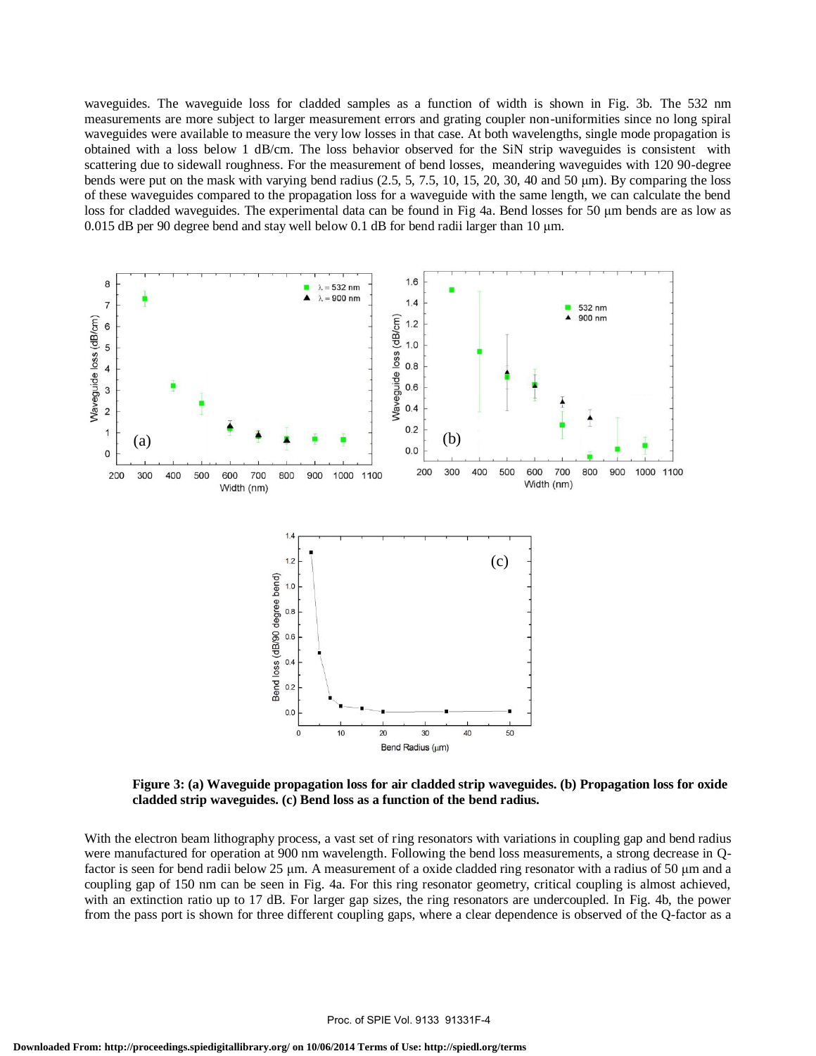waveguides. The waveguide loss for cladded samples as a function of width is shown in Fig. 3b. The 532 nm measurements are more subject to larger measurement errors and grating coupler non-uniformities since no long spiral waveguides were available to measure the very low losses in that case. At both wavelengths, single mode propagation is obtained with a loss below 1 dB/cm. The loss behavior observed for the SiN strip waveguides is consistent with scattering due to sidewall roughness. For the measurement of bend losses, meandering waveguides with 120 90-degree bends were put on the mask with varying bend radius (2.5, 5, 7.5, 10, 15, 20, 30, 40 and 50 μm). By comparing the loss of these waveguides compared to the propagation loss for a waveguide with the same length, we can calculate the bend loss for cladded waveguides. The experimental data can be found in Fig 4a. Bend losses for 50 μm bends are as low as 0.015 dB per 90 degree bend and stay well below 0.1 dB for bend radii larger than 10 μm.

**Figure 3: (a) Waveguide propagation loss for air cladded strip waveguides. (b) Propagation loss for oxide cladded strip waveguides. (c) Bend loss as a function of the bend radius.**

With the electron beam lithography process, a vast set of ring resonators with variations in coupling gap and bend radius were manufactured for operation at 900 nm wavelength. Following the bend loss measurements, a strong decrease in Q-factor is seen for bend radii below 25 μm. A measurement of a oxide cladded ring resonator with a radius of 50 μm and a coupling gap of 150 nm can be seen in Fig. 4a. For this ring resonator geometry, critical coupling is almost achieved, with an extinction ratio up to 17 dB. For larger gap sizes, the ring resonators are undercoupled. In Fig. 4b, the power from the pass port is shown for three different coupling gaps, where a clear dependence is observed of the Q-factor as a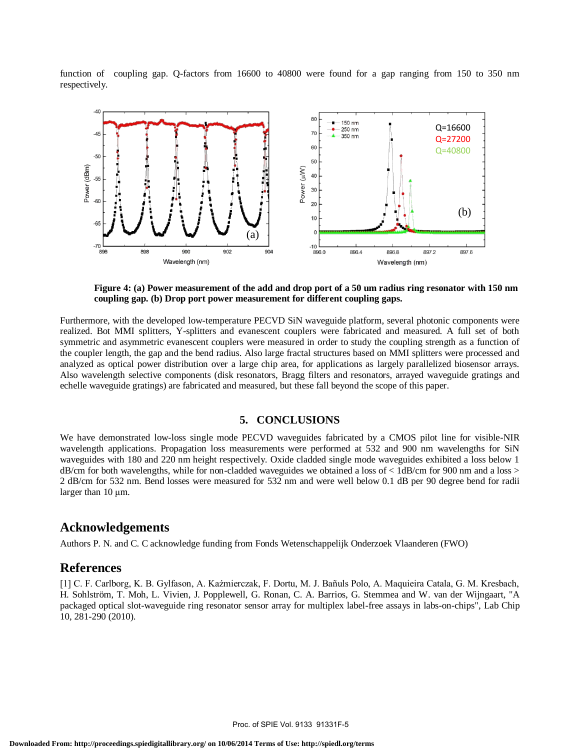function of coupling gap. Q-factors from 16600 to 40800 were found for a gap ranging from 150 to 350 nm respectively.

**Figure 4: (a) Power measurement of the add and drop port of a 50 um radius ring resonator with 150 nm coupling gap. (b) Drop port power measurement for different coupling gaps.**

Furthermore, with the developed low-temperature PECVD SiN waveguide platform, several photonic components were realized. Bot MMI splitters, Y-splitters and evanescent couplers were fabricated and measured. A full set of both symmetric and asymmetric evanescent couplers were measured in order to study the coupling strength as a function of the coupler length, the gap and the bend radius. Also large fractal structures based on MMI splitters were processed and analyzed as optical power distribution over a large chip area, for applications as largely parallelized biosensor arrays. Also wavelength selective components (disk resonators, Bragg filters and resonators, arrayed waveguide gratings and echelle waveguide gratings) are fabricated and measured, but these fall beyond the scope of this paper.

## 5. CONCLUSIONS

We have demonstrated low-loss single mode PECVD waveguides fabricated by a CMOS pilot line for visible-NIR wavelength applications. Propagation loss measurements were performed at 532 and 900 nm wavelengths for SiN waveguides with 180 and 220 nm height respectively. Oxide cladded single mode waveguides exhibited a loss below 1 dB/cm for both wavelengths, while for non-cladded waveguides we obtained a loss of < 1dB/cm for 900 nm and a loss > 2 dB/cm for 532 nm. Bend losses were measured for 532 nm and were well below 0.1 dB per 90 degree bend for radii larger than 10 μm.

## Acknowledgements

Authors P. N. and C. C acknowledge funding from Fonds Wetenschappelijk Onderzoek Vlaanderen (FWO)

## References

[1] C. F. Carlborg, K. B. Gylfason, A. Kaźmierczak, F. Dortu, M. J. Bañuls Polo, A. Maquieira Catala, G. M. Kresbach, H. Sohlström, T. Moh, L. Vivien, J. Popplewell, G. Ronan, C. A. Barrios, G. Stemmea and W. van der Wijngaart, "A packaged optical slot-waveguide ring resonator sensor array for multiplex label-free assays in labs-on-chips", Lab Chip 10, 281-290 (2010).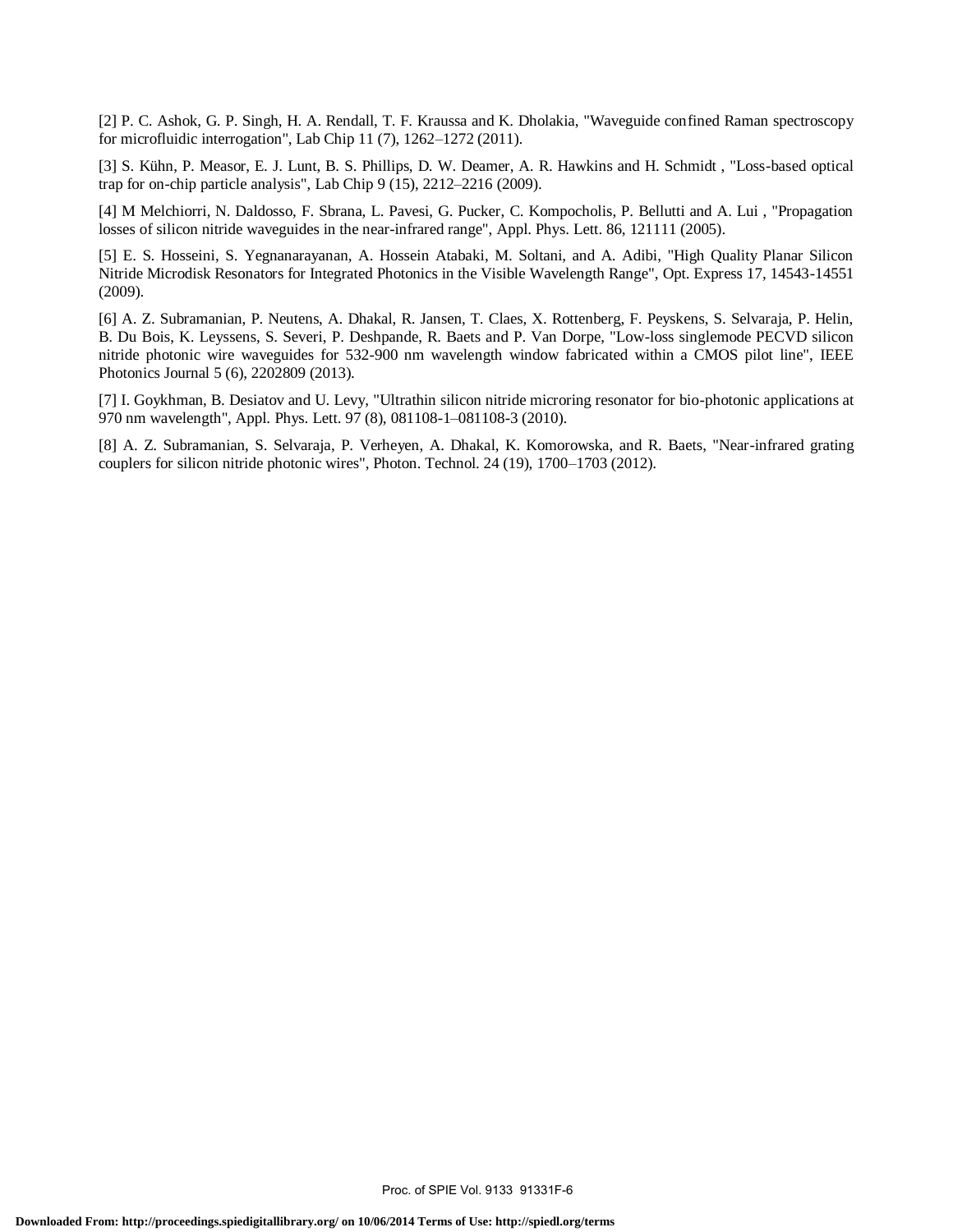[2] P. C. Ashok, G. P. Singh, H. A. Rendall, T. F. Kraussa and K. Dholakia, "Waveguide confined Raman spectroscopy for microfluidic interrogation", Lab Chip 11 (7), 1262–1272 (2011).

[3] S. Kühn, P. Measor, E. J. Lunt, B. S. Phillips, D. W. Deamer, A. R. Hawkins and H. Schmidt , "Loss-based optical trap for on-chip particle analysis", Lab Chip 9 (15), 2212–2216 (2009).

[4] M Melchiorri, N. Daldosso, F. Sbrana, L. Pavesi, G. Pucker, C. Kompocholis, P. Bellutti and A. Lui , "Propagation losses of silicon nitride waveguides in the near-infrared range", Appl. Phys. Lett. 86, 121111 (2005).

[5] E. S. Hosseini, S. Yegnanarayanan, A. Hossein Atabaki, M. Soltani, and A. Adibi, "High Quality Planar Silicon Nitride Microdisk Resonators for Integrated Photonics in the Visible Wavelength Range", Opt. Express 17, 14543-14551 (2009).

[6] A. Z. Subramanian, P. Neutens, A. Dhakal, R. Jansen, T. Claes, X. Rottenberg, F. Peyskens, S. Selvaraja, P. Helin, B. Du Bois, K. Leyssens, S. Severi, P. Deshpande, R. Baets and P. Van Dorpe, "Low-loss singlemode PECVD silicon nitride photonic wire waveguides for 532-900 nm wavelength window fabricated within a CMOS pilot line", IEEE Photonics Journal 5 (6), 2202809 (2013).

[7] I. Goykhman, B. Desiatov and U. Levy, "Ultrathin silicon nitride microring resonator for bio-photonic applications at 970 nm wavelength", Appl. Phys. Lett. 97 (8), 081108-1–081108-3 (2010).

[8] A. Z. Subramanian, S. Selvaraja, P. Verheyen, A. Dhakal, K. Komorowska, and R. Baets, "Near-infrared grating couplers for silicon nitride photonic wires", Photon. Technol. 24 (19), 1700–1703 (2012).